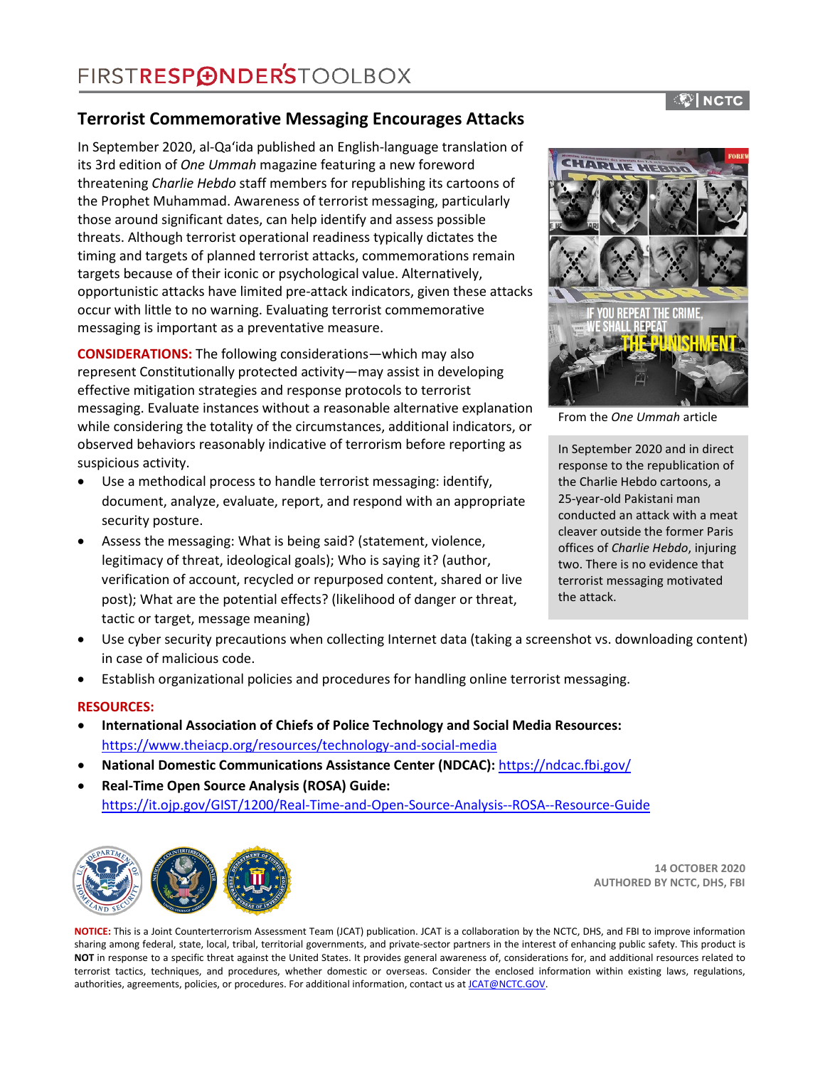FIRSTRESPONDER'STOOLBOX

NCTC

# Terrorist Commemorative Messaging Encourages Attacks

In September 2020, al-Qa'ida published an English-language translation of its 3rd edition of *One Ummah* magazine featuring a new foreword threatening *Charlie Hebdo* staff members for republishing its cartoons of the Prophet Muhammad. Awareness of terrorist messaging, particularly those around significant dates, can help identify and assess possible threats. Although terrorist operational readiness typically dictates the timing and targets of planned terrorist attacks, commemorations remain targets because of their iconic or psychological value. Alternatively, opportunistic attacks have limited pre-attack indicators, given these attacks occur with little to no warning. Evaluating terrorist commemorative messaging is important as a preventative measure.

From the *One Ummah* article

> In September 2020 and in direct response to the republication of the Charlie Hebdo cartoons, a 25-year-old Pakistani man conducted an attack with a meat cleaver outside the former Paris offices of *Charlie Hebdo*, injuring two. There is no evidence that terrorist messaging motivated the attack.

**CONSIDERATIONS:** The following considerations—which may also represent Constitutionally protected activity—may assist in developing effective mitigation strategies and response protocols to terrorist messaging. Evaluate instances without a reasonable alternative explanation while considering the totality of the circumstances, additional indicators, or observed behaviors reasonably indicative of terrorism before reporting as suspicious activity.

- Use a methodical process to handle terrorist messaging: identify, document, analyze, evaluate, report, and respond with an appropriate security posture.
- Assess the messaging: What is being said? (statement, violence, legitimacy of threat, ideological goals); Who is saying it? (author, verification of account, recycled or repurposed content, shared or live post); What are the potential effects? (likelihood of danger or threat, tactic or target, message meaning)
- Use cyber security precautions when collecting Internet data (taking a screenshot vs. downloading content) in case of malicious code.
- Establish organizational policies and procedures for handling online terrorist messaging.

**RESOURCES:**

- **International Association of Chiefs of Police Technology and Social Media Resources:** https://www.theiacp.org/resources/technology-and-social-media
- **National Domestic Communications Assistance Center (NDCAC):** https://ndcac.fbi.gov/
- **Real-Time Open Source Analysis (ROSA) Guide:** https://it.ojp.gov/GIST/1200/Real-Time-and-Open-Source-Analysis--ROSA--Resource-Guide

**14 OCTOBER 2020**
**AUTHORED BY NCTC, DHS, FBI**

**NOTICE:** This is a Joint Counterterrorism Assessment Team (JCAT) publication. JCAT is a collaboration by the NCTC, DHS, and FBI to improve information sharing among federal, state, local, tribal, territorial governments, and private-sector partners in the interest of enhancing public safety. This product is **NOT** in response to a specific threat against the United States. It provides general awareness of, considerations for, and additional resources related to terrorist tactics, techniques, and procedures, whether domestic or overseas. Consider the enclosed information within existing laws, regulations, authorities, agreements, policies, or procedures. For additional information, contact us at JCAT@NCTC.GOV.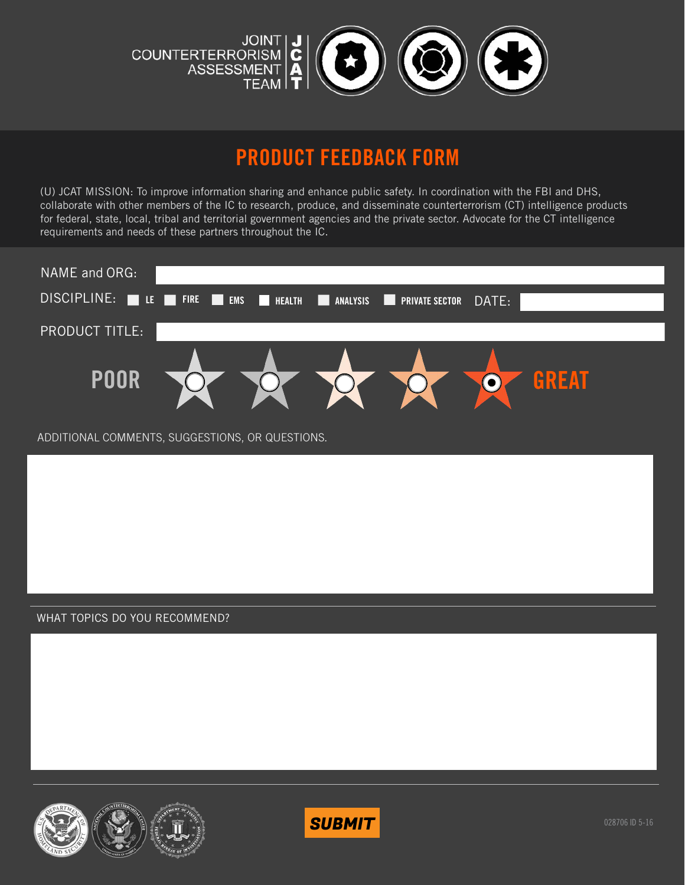JOINT COUNTERTERRORISM ASSESSMENT TEAM | JCAT

# PRODUCT FEEDBACK FORM

(U) JCAT MISSION: To improve information sharing and enhance public safety. In coordination with the FBI and DHS, collaborate with other members of the IC to research, produce, and disseminate counterterrorism (CT) intelligence products for federal, state, local, tribal and territorial government agencies and the private sector. Advocate for the CT intelligence requirements and needs of these partners throughout the IC.

NAME and ORG:

DISCIPLINE: ☐ LE ☐ FIRE ☐ EMS ☐ HEALTH ☐ ANALYSIS ☐ PRIVATE SECTOR DATE:

PRODUCT TITLE:

POOR ○ ○ ○ ○ ● GREAT

ADDITIONAL COMMENTS, SUGGESTIONS, OR QUESTIONS.

WHAT TOPICS DO YOU RECOMMEND?

SUBMIT

028706 ID 5-16